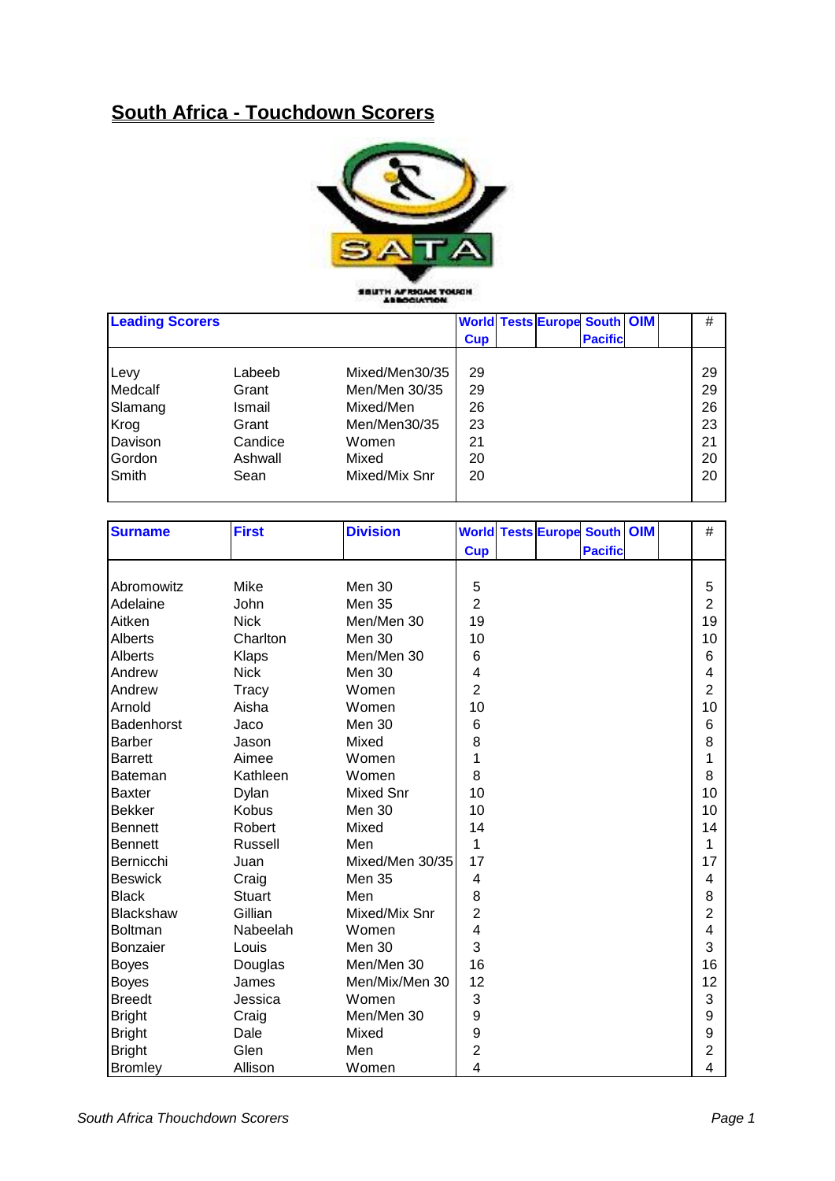# South Africa - Touchdown Scorers

| Leading Scorers | | | World Cup | Tests | Europe | South Pacific | OIM | | # |
|---|---|---|---|---|---|---|---|---|---|
| Levy | Labeeb | Mixed/Men30/35 | 29 | | | | | | 29 |
| Medcalf | Grant | Men/Men 30/35 | 29 | | | | | | 29 |
| Slamang | Ismail | Mixed/Men | 26 | | | | | | 26 |
| Krog | Grant | Men/Men30/35 | 23 | | | | | | 23 |
| Davison | Candice | Women | 21 | | | | | | 21 |
| Gordon | Ashwall | Mixed | 20 | | | | | | 20 |
| Smith | Sean | Mixed/Mix Snr | 20 | | | | | | 20 |

| Surname | First | Division | World Cup | Tests | Europe | South Pacific | OIM | | # |
|---|---|---|---|---|---|---|---|---|---|
| Abromowitz | Mike | Men 30 | 5 | | | | | | 5 |
| Adelaine | John | Men 35 | 2 | | | | | | 2 |
| Aitken | Nick | Men/Men 30 | 19 | | | | | | 19 |
| Alberts | Charlton | Men 30 | 10 | | | | | | 10 |
| Alberts | Klaps | Men/Men 30 | 6 | | | | | | 6 |
| Andrew | Nick | Men 30 | 4 | | | | | | 4 |
| Andrew | Tracy | Women | 2 | | | | | | 2 |
| Arnold | Aisha | Women | 10 | | | | | | 10 |
| Badenhorst | Jaco | Men 30 | 6 | | | | | | 6 |
| Barber | Jason | Mixed | 8 | | | | | | 8 |
| Barrett | Aimee | Women | 1 | | | | | | 1 |
| Bateman | Kathleen | Women | 8 | | | | | | 8 |
| Baxter | Dylan | Mixed Snr | 10 | | | | | | 10 |
| Bekker | Kobus | Men 30 | 10 | | | | | | 10 |
| Bennett | Robert | Mixed | 14 | | | | | | 14 |
| Bennett | Russell | Men | 1 | | | | | | 1 |
| Bernicchi | Juan | Mixed/Men 30/35 | 17 | | | | | | 17 |
| Beswick | Craig | Men 35 | 4 | | | | | | 4 |
| Black | Stuart | Men | 8 | | | | | | 8 |
| Blackshaw | Gillian | Mixed/Mix Snr | 2 | | | | | | 2 |
| Boltman | Nabeelah | Women | 4 | | | | | | 4 |
| Bonzaier | Louis | Men 30 | 3 | | | | | | 3 |
| Boyes | Douglas | Men/Men 30 | 16 | | | | | | 16 |
| Boyes | James | Men/Mix/Men 30 | 12 | | | | | | 12 |
| Breedt | Jessica | Women | 3 | | | | | | 3 |
| Bright | Craig | Men/Men 30 | 9 | | | | | | 9 |
| Bright | Dale | Mixed | 9 | | | | | | 9 |
| Bright | Glen | Men | 2 | | | | | | 2 |
| Bromley | Allison | Women | 4 | | | | | | 4 |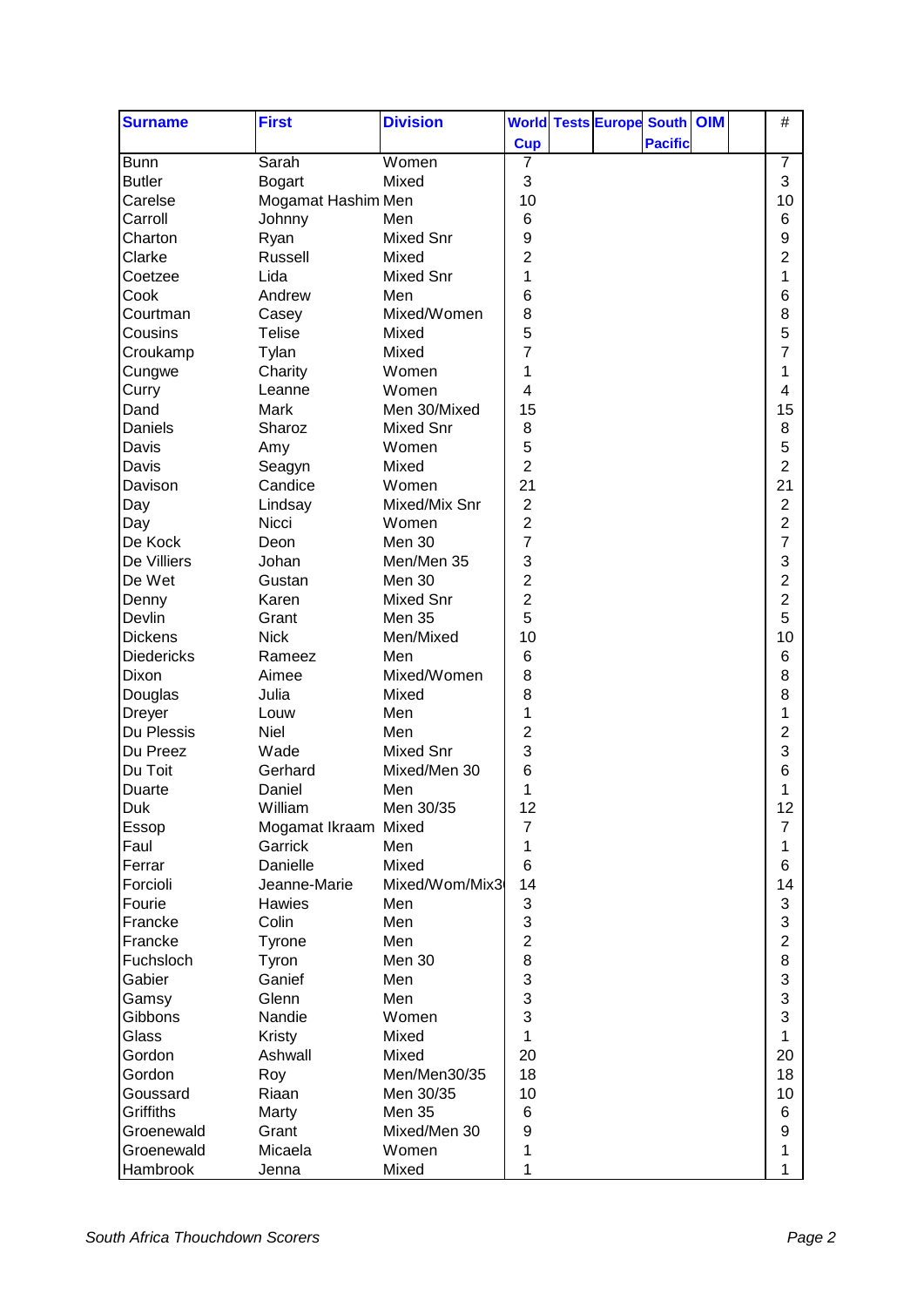| Surname | First | Division | World Cup | Tests | Europe | South Pacific | OIM | | # |
|---|---|---|---|---|---|---|---|---|---|
| Bunn | Sarah | Women | 7 | | | | | | 7 |
| Butler | Bogart | Mixed | 3 | | | | | | 3 |
| Carelse | Mogamat Hashim | Men | 10 | | | | | | 10 |
| Carroll | Johnny | Men | 6 | | | | | | 6 |
| Charton | Ryan | Mixed Snr | 9 | | | | | | 9 |
| Clarke | Russell | Mixed | 2 | | | | | | 2 |
| Coetzee | Lida | Mixed Snr | 1 | | | | | | 1 |
| Cook | Andrew | Men | 6 | | | | | | 6 |
| Courtman | Casey | Mixed/Women | 8 | | | | | | 8 |
| Cousins | Telise | Mixed | 5 | | | | | | 5 |
| Croukamp | Tylan | Mixed | 7 | | | | | | 7 |
| Cungwe | Charity | Women | 1 | | | | | | 1 |
| Curry | Leanne | Women | 4 | | | | | | 4 |
| Dand | Mark | Men 30/Mixed | 15 | | | | | | 15 |
| Daniels | Sharoz | Mixed Snr | 8 | | | | | | 8 |
| Davis | Amy | Women | 5 | | | | | | 5 |
| Davis | Seagyn | Mixed | 2 | | | | | | 2 |
| Davison | Candice | Women | 21 | | | | | | 21 |
| Day | Lindsay | Mixed/Mix Snr | 2 | | | | | | 2 |
| Day | Nicci | Women | 2 | | | | | | 2 |
| De Kock | Deon | Men 30 | 7 | | | | | | 7 |
| De Villiers | Johan | Men/Men 35 | 3 | | | | | | 3 |
| De Wet | Gustan | Men 30 | 2 | | | | | | 2 |
| Denny | Karen | Mixed Snr | 2 | | | | | | 2 |
| Devlin | Grant | Men 35 | 5 | | | | | | 5 |
| Dickens | Nick | Men/Mixed | 10 | | | | | | 10 |
| Diedericks | Rameez | Men | 6 | | | | | | 6 |
| Dixon | Aimee | Mixed/Women | 8 | | | | | | 8 |
| Douglas | Julia | Mixed | 8 | | | | | | 8 |
| Dreyer | Louw | Men | 1 | | | | | | 1 |
| Du Plessis | Niel | Men | 2 | | | | | | 2 |
| Du Preez | Wade | Mixed Snr | 3 | | | | | | 3 |
| Du Toit | Gerhard | Mixed/Men 30 | 6 | | | | | | 6 |
| Duarte | Daniel | Men | 1 | | | | | | 1 |
| Duk | William | Men 30/35 | 12 | | | | | | 12 |
| Essop | Mogamat Ikraam | Mixed | 7 | | | | | | 7 |
| Faul | Garrick | Men | 1 | | | | | | 1 |
| Ferrar | Danielle | Mixed | 6 | | | | | | 6 |
| Forcioli | Jeanne-Marie | Mixed/Wom/Mix3 | 14 | | | | | | 14 |
| Fourie | Hawies | Men | 3 | | | | | | 3 |
| Francke | Colin | Men | 3 | | | | | | 3 |
| Francke | Tyrone | Men | 2 | | | | | | 2 |
| Fuchsloch | Tyron | Men 30 | 8 | | | | | | 8 |
| Gabier | Ganief | Men | 3 | | | | | | 3 |
| Gamsy | Glenn | Men | 3 | | | | | | 3 |
| Gibbons | Nandie | Women | 3 | | | | | | 3 |
| Glass | Kristy | Mixed | 1 | | | | | | 1 |
| Gordon | Ashwall | Mixed | 20 | | | | | | 20 |
| Gordon | Roy | Men/Men30/35 | 18 | | | | | | 18 |
| Goussard | Riaan | Men 30/35 | 10 | | | | | | 10 |
| Griffiths | Marty | Men 35 | 6 | | | | | | 6 |
| Groenewald | Grant | Mixed/Men 30 | 9 | | | | | | 9 |
| Groenewald | Micaela | Women | 1 | | | | | | 1 |
| Hambrook | Jenna | Mixed | 1 | | | | | | 1 |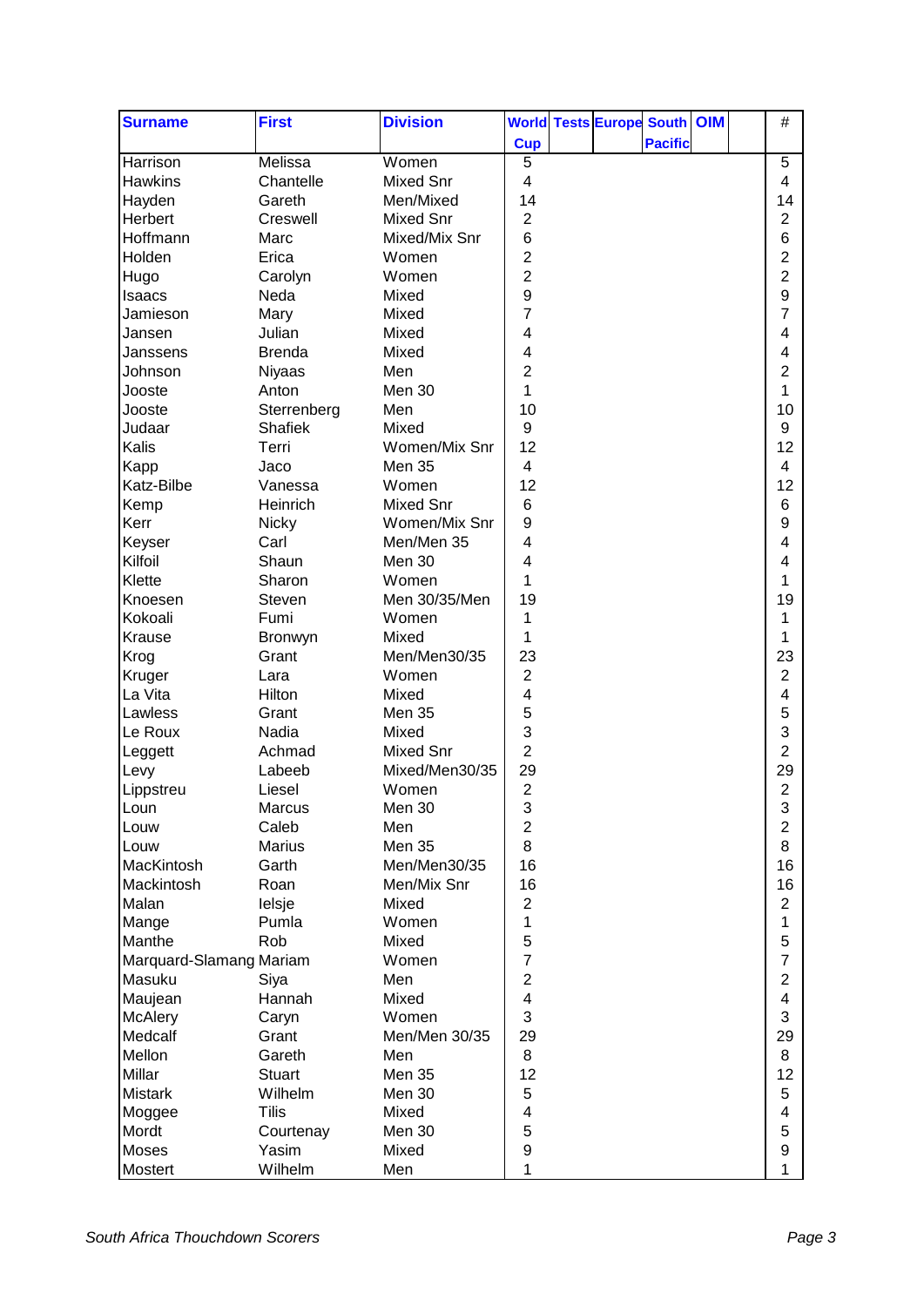| Surname | First | Division | World Cup | Tests | Europe | South Pacific | OIM | | # |
|---|---|---|---|---|---|---|---|---|---|
| Harrison | Melissa | Women | 5 | | | | | | 5 |
| Hawkins | Chantelle | Mixed Snr | 4 | | | | | | 4 |
| Hayden | Gareth | Men/Mixed | 14 | | | | | | 14 |
| Herbert | Creswell | Mixed Snr | 2 | | | | | | 2 |
| Hoffmann | Marc | Mixed/Mix Snr | 6 | | | | | | 6 |
| Holden | Erica | Women | 2 | | | | | | 2 |
| Hugo | Carolyn | Women | 2 | | | | | | 2 |
| Isaacs | Neda | Mixed | 9 | | | | | | 9 |
| Jamieson | Mary | Mixed | 7 | | | | | | 7 |
| Jansen | Julian | Mixed | 4 | | | | | | 4 |
| Janssens | Brenda | Mixed | 4 | | | | | | 4 |
| Johnson | Niyaas | Men | 2 | | | | | | 2 |
| Jooste | Anton | Men 30 | 1 | | | | | | 1 |
| Jooste | Sterrenberg | Men | 10 | | | | | | 10 |
| Judaar | Shafiek | Mixed | 9 | | | | | | 9 |
| Kalis | Terri | Women/Mix Snr | 12 | | | | | | 12 |
| Kapp | Jaco | Men 35 | 4 | | | | | | 4 |
| Katz-Bilbe | Vanessa | Women | 12 | | | | | | 12 |
| Kemp | Heinrich | Mixed Snr | 6 | | | | | | 6 |
| Kerr | Nicky | Women/Mix Snr | 9 | | | | | | 9 |
| Keyser | Carl | Men/Men 35 | 4 | | | | | | 4 |
| Kilfoil | Shaun | Men 30 | 4 | | | | | | 4 |
| Klette | Sharon | Women | 1 | | | | | | 1 |
| Knoesen | Steven | Men 30/35/Men | 19 | | | | | | 19 |
| Kokoali | Fumi | Women | 1 | | | | | | 1 |
| Krause | Bronwyn | Mixed | 1 | | | | | | 1 |
| Krog | Grant | Men/Men30/35 | 23 | | | | | | 23 |
| Kruger | Lara | Women | 2 | | | | | | 2 |
| La Vita | Hilton | Mixed | 4 | | | | | | 4 |
| Lawless | Grant | Men 35 | 5 | | | | | | 5 |
| Le Roux | Nadia | Mixed | 3 | | | | | | 3 |
| Leggett | Achmad | Mixed Snr | 2 | | | | | | 2 |
| Levy | Labeeb | Mixed/Men30/35 | 29 | | | | | | 29 |
| Lippstreu | Liesel | Women | 2 | | | | | | 2 |
| Loun | Marcus | Men 30 | 3 | | | | | | 3 |
| Louw | Caleb | Men | 2 | | | | | | 2 |
| Louw | Marius | Men 35 | 8 | | | | | | 8 |
| MacKintosh | Garth | Men/Men30/35 | 16 | | | | | | 16 |
| Mackintosh | Roan | Men/Mix Snr | 16 | | | | | | 16 |
| Malan | Ielsje | Mixed | 2 | | | | | | 2 |
| Mange | Pumla | Women | 1 | | | | | | 1 |
| Manthe | Rob | Mixed | 5 | | | | | | 5 |
| Marquard-Slamang | Mariam | Women | 7 | | | | | | 7 |
| Masuku | Siya | Men | 2 | | | | | | 2 |
| Maujean | Hannah | Mixed | 4 | | | | | | 4 |
| McAlery | Caryn | Women | 3 | | | | | | 3 |
| Medcalf | Grant | Men/Men 30/35 | 29 | | | | | | 29 |
| Mellon | Gareth | Men | 8 | | | | | | 8 |
| Millar | Stuart | Men 35 | 12 | | | | | | 12 |
| Mistark | Wilhelm | Men 30 | 5 | | | | | | 5 |
| Moggee | Tilis | Mixed | 4 | | | | | | 4 |
| Mordt | Courtenay | Men 30 | 5 | | | | | | 5 |
| Moses | Yasim | Mixed | 9 | | | | | | 9 |
| Mostert | Wilhelm | Men | 1 | | | | | | 1 |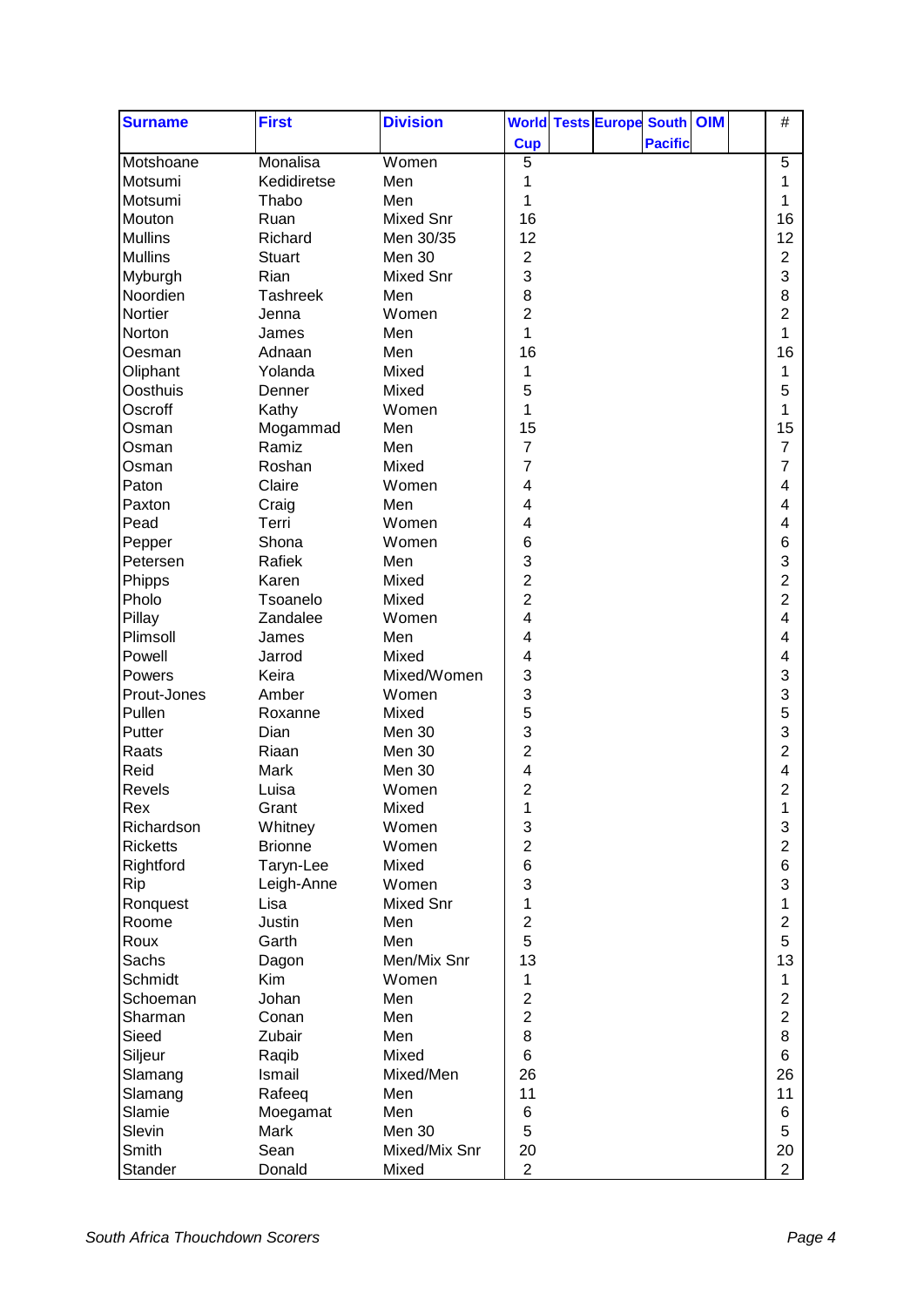| Surname | First | Division | World Cup | Tests | Europe | South Pacific | OIM | | # |
|---|---|---|---|---|---|---|---|---|---|
| Motshoane | Monalisa | Women | 5 | | | | | | 5 |
| Motsumi | Kedidiretse | Men | 1 | | | | | | 1 |
| Motsumi | Thabo | Men | 1 | | | | | | 1 |
| Mouton | Ruan | Mixed Snr | 16 | | | | | | 16 |
| Mullins | Richard | Men 30/35 | 12 | | | | | | 12 |
| Mullins | Stuart | Men 30 | 2 | | | | | | 2 |
| Myburgh | Rian | Mixed Snr | 3 | | | | | | 3 |
| Noordien | Tashreek | Men | 8 | | | | | | 8 |
| Nortier | Jenna | Women | 2 | | | | | | 2 |
| Norton | James | Men | 1 | | | | | | 1 |
| Oesman | Adnaan | Men | 16 | | | | | | 16 |
| Oliphant | Yolanda | Mixed | 1 | | | | | | 1 |
| Oosthuis | Denner | Mixed | 5 | | | | | | 5 |
| Oscroff | Kathy | Women | 1 | | | | | | 1 |
| Osman | Mogammad | Men | 15 | | | | | | 15 |
| Osman | Ramiz | Men | 7 | | | | | | 7 |
| Osman | Roshan | Mixed | 7 | | | | | | 7 |
| Paton | Claire | Women | 4 | | | | | | 4 |
| Paxton | Craig | Men | 4 | | | | | | 4 |
| Pead | Terri | Women | 4 | | | | | | 4 |
| Pepper | Shona | Women | 6 | | | | | | 6 |
| Petersen | Rafiek | Men | 3 | | | | | | 3 |
| Phipps | Karen | Mixed | 2 | | | | | | 2 |
| Pholo | Tsoanelo | Mixed | 2 | | | | | | 2 |
| Pillay | Zandalee | Women | 4 | | | | | | 4 |
| Plimsoll | James | Men | 4 | | | | | | 4 |
| Powell | Jarrod | Mixed | 4 | | | | | | 4 |
| Powers | Keira | Mixed/Women | 3 | | | | | | 3 |
| Prout-Jones | Amber | Women | 3 | | | | | | 3 |
| Pullen | Roxanne | Mixed | 5 | | | | | | 5 |
| Putter | Dian | Men 30 | 3 | | | | | | 3 |
| Raats | Riaan | Men 30 | 2 | | | | | | 2 |
| Reid | Mark | Men 30 | 4 | | | | | | 4 |
| Revels | Luisa | Women | 2 | | | | | | 2 |
| Rex | Grant | Mixed | 1 | | | | | | 1 |
| Richardson | Whitney | Women | 3 | | | | | | 3 |
| Ricketts | Brionne | Women | 2 | | | | | | 2 |
| Rightford | Taryn-Lee | Mixed | 6 | | | | | | 6 |
| Rip | Leigh-Anne | Women | 3 | | | | | | 3 |
| Ronquest | Lisa | Mixed Snr | 1 | | | | | | 1 |
| Roome | Justin | Men | 2 | | | | | | 2 |
| Roux | Garth | Men | 5 | | | | | | 5 |
| Sachs | Dagon | Men/Mix Snr | 13 | | | | | | 13 |
| Schmidt | Kim | Women | 1 | | | | | | 1 |
| Schoeman | Johan | Men | 2 | | | | | | 2 |
| Sharman | Conan | Men | 2 | | | | | | 2 |
| Sieed | Zubair | Men | 8 | | | | | | 8 |
| Siljeur | Raqib | Mixed | 6 | | | | | | 6 |
| Slamang | Ismail | Mixed/Men | 26 | | | | | | 26 |
| Slamang | Rafeeq | Men | 11 | | | | | | 11 |
| Slamie | Moegamat | Men | 6 | | | | | | 6 |
| Slevin | Mark | Men 30 | 5 | | | | | | 5 |
| Smith | Sean | Mixed/Mix Snr | 20 | | | | | | 20 |
| Stander | Donald | Mixed | 2 | | | | | | 2 |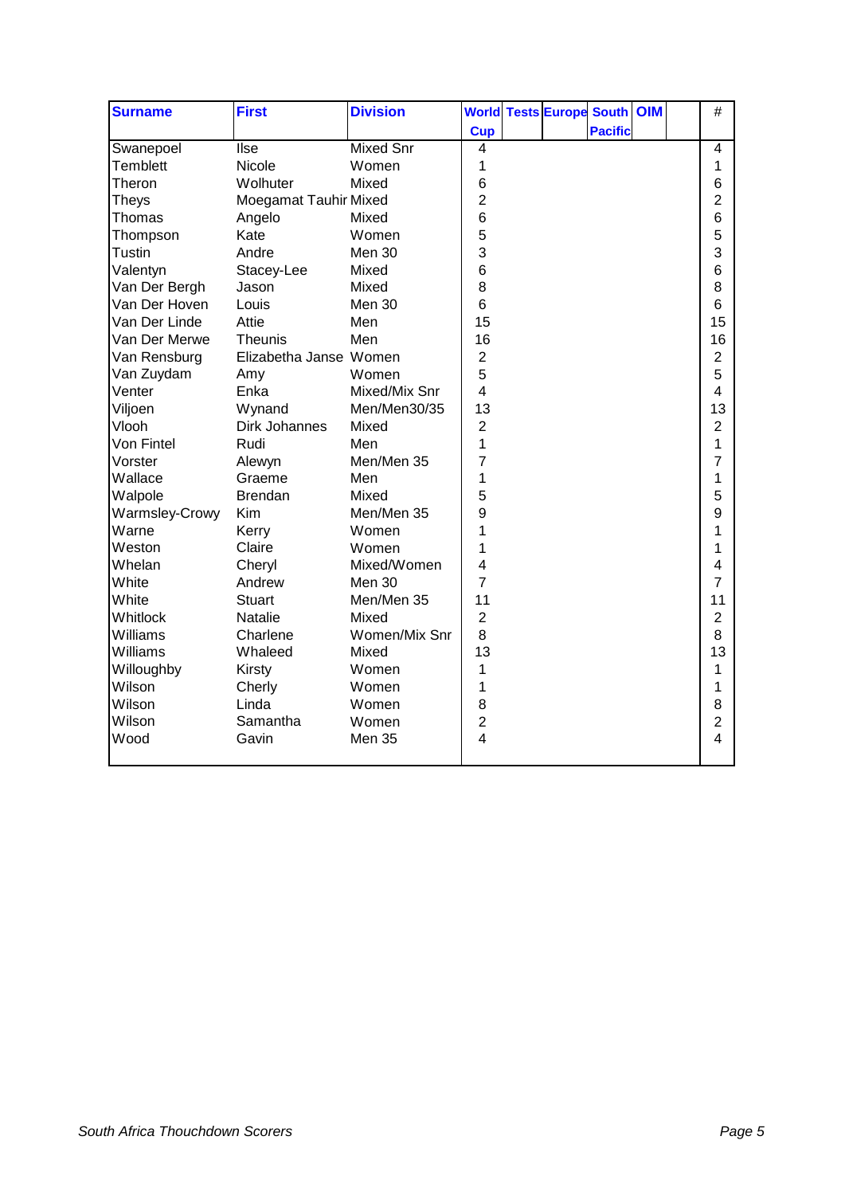| Surname | First | Division | World Cup | Tests | Europe | South Pacific | OIM | | # |
|---|---|---|---|---|---|---|---|---|---|
| Swanepoel | Ilse | Mixed Snr | 4 | | | | | | 4 |
| Temblett | Nicole | Women | 1 | | | | | | 1 |
| Theron | Wolhuter | Mixed | 6 | | | | | | 6 |
| Theys | Moegamat Tauhir | Mixed | 2 | | | | | | 2 |
| Thomas | Angelo | Mixed | 6 | | | | | | 6 |
| Thompson | Kate | Women | 5 | | | | | | 5 |
| Tustin | Andre | Men 30 | 3 | | | | | | 3 |
| Valentyn | Stacey-Lee | Mixed | 6 | | | | | | 6 |
| Van Der Bergh | Jason | Mixed | 8 | | | | | | 8 |
| Van Der Hoven | Louis | Men 30 | 6 | | | | | | 6 |
| Van Der Linde | Attie | Men | 15 | | | | | | 15 |
| Van Der Merwe | Theunis | Men | 16 | | | | | | 16 |
| Van Rensburg | Elizabetha Janse | Women | 2 | | | | | | 2 |
| Van Zuydam | Amy | Women | 5 | | | | | | 5 |
| Venter | Enka | Mixed/Mix Snr | 4 | | | | | | 4 |
| Viljoen | Wynand | Men/Men30/35 | 13 | | | | | | 13 |
| Vlooh | Dirk Johannes | Mixed | 2 | | | | | | 2 |
| Von Fintel | Rudi | Men | 1 | | | | | | 1 |
| Vorster | Alewyn | Men/Men 35 | 7 | | | | | | 7 |
| Wallace | Graeme | Men | 1 | | | | | | 1 |
| Walpole | Brendan | Mixed | 5 | | | | | | 5 |
| Warmsley-Crowy | Kim | Men/Men 35 | 9 | | | | | | 9 |
| Warne | Kerry | Women | 1 | | | | | | 1 |
| Weston | Claire | Women | 1 | | | | | | 1 |
| Whelan | Cheryl | Mixed/Women | 4 | | | | | | 4 |
| White | Andrew | Men 30 | 7 | | | | | | 7 |
| White | Stuart | Men/Men 35 | 11 | | | | | | 11 |
| Whitlock | Natalie | Mixed | 2 | | | | | | 2 |
| Williams | Charlene | Women/Mix Snr | 8 | | | | | | 8 |
| Williams | Whaleed | Mixed | 13 | | | | | | 13 |
| Willoughby | Kirsty | Women | 1 | | | | | | 1 |
| Wilson | Cherly | Women | 1 | | | | | | 1 |
| Wilson | Linda | Women | 8 | | | | | | 8 |
| Wilson | Samantha | Women | 2 | | | | | | 2 |
| Wood | Gavin | Men 35 | 4 | | | | | | 4 |